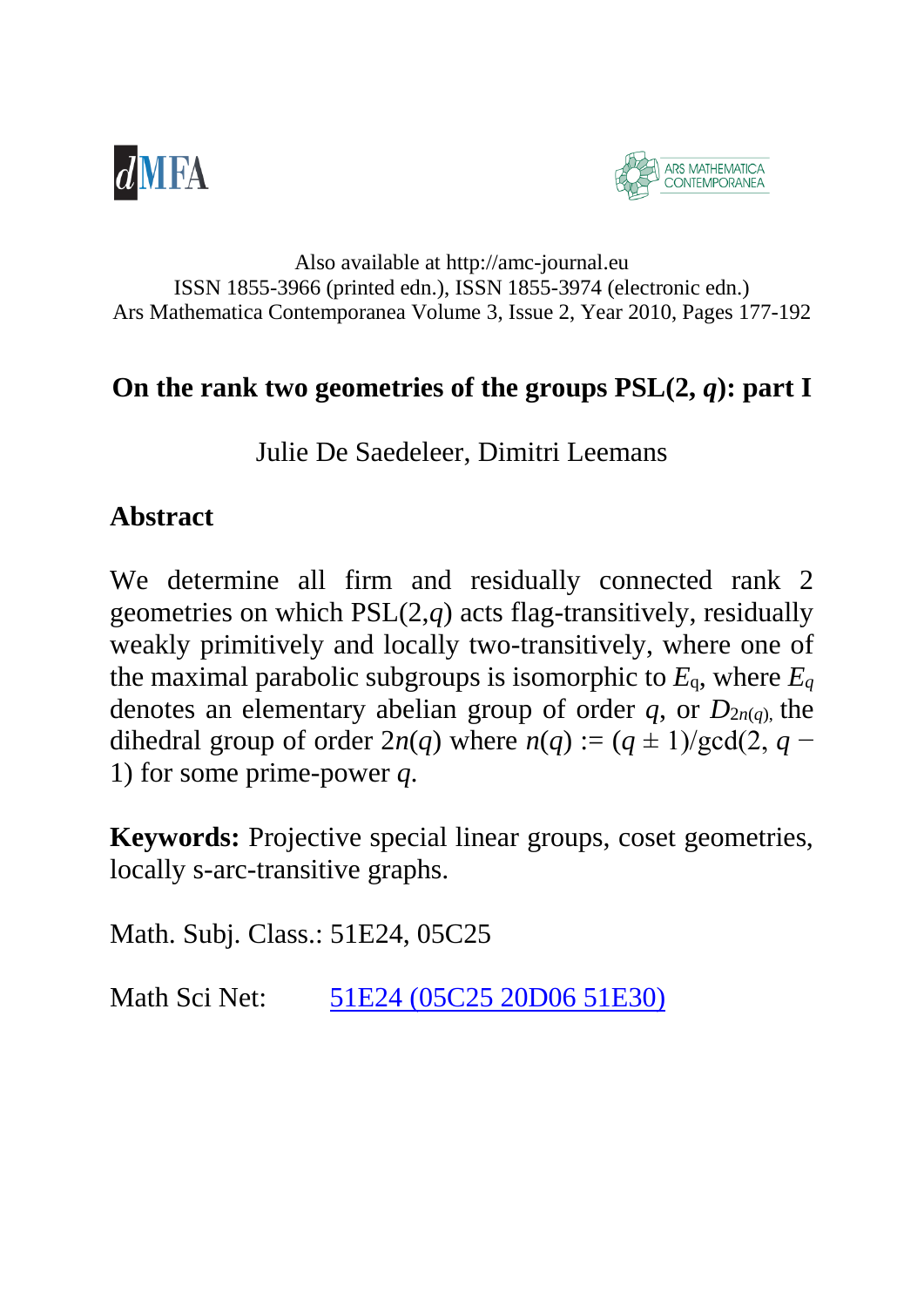Also available at http://amc-journal.eu
ISSN 1855-3966 (printed edn.), ISSN 1855-3974 (electronic edn.)
Ars Mathematica Contemporanea Volume 3, Issue 2, Year 2010, Pages 177-192

# On the rank two geometries of the groups PSL(2, $q$): part I

Julie De Saedeleer, Dimitri Leemans

## Abstract

We determine all firm and residually connected rank 2 geometries on which PSL(2,$q$) acts flag-transitively, residually weakly primitively and locally two-transitively, where one of the maximal parabolic subgroups is isomorphic to $E_q$, where $E_q$ denotes an elementary abelian group of order $q$, or $D_{2n(q)}$, the dihedral group of order $2n(q)$ where $n(q) := (q \pm 1)/\gcd(2, q - 1)$ for some prime-power $q$.

**Keywords:** Projective special linear groups, coset geometries, locally s-arc-transitive graphs.

Math. Subj. Class.: 51E24, 05C25

Math Sci Net: 51E24 (05C25 20D06 51E30)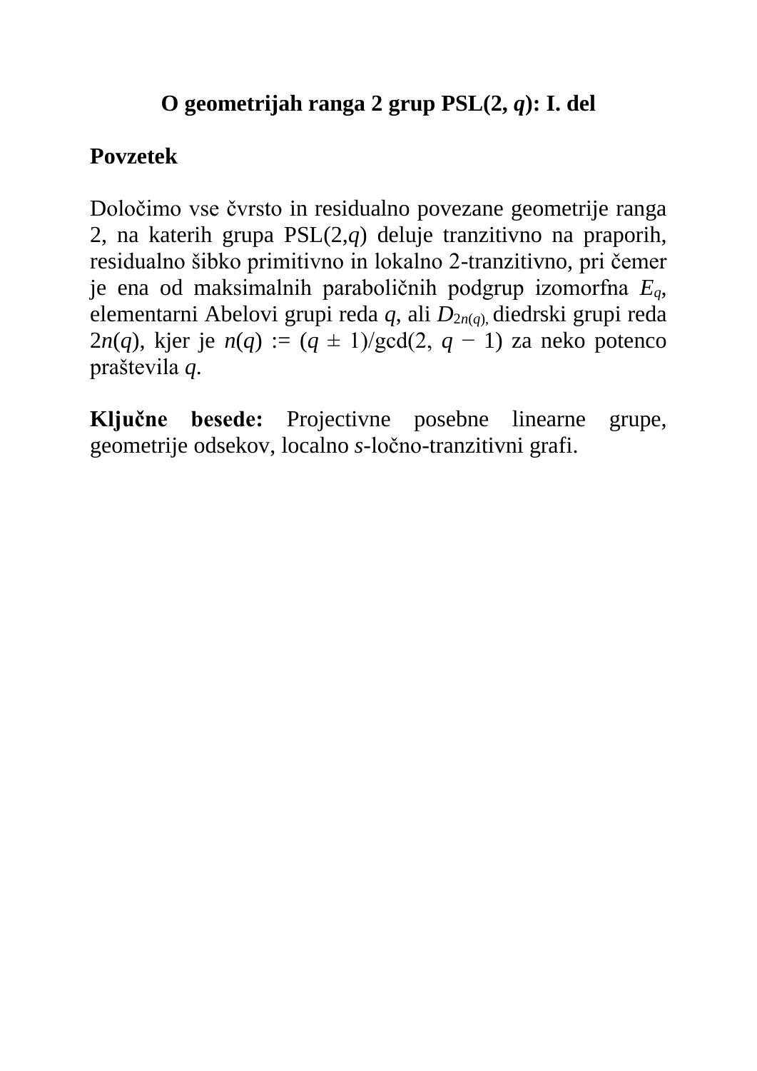# O geometrijah ranga 2 grup PSL(2, $q$): I. del

## Povzetek

Določimo vse čvrsto in residualno povezane geometrije ranga 2, na katerih grupa PSL(2,$q$) deluje tranzitivno na praporih, residualno šibko primitivno in lokalno 2-tranzitivno, pri čemer je ena od maksimalnih paraboličnih podgrup izomorfna $E_q$, elementarni Abelovi grupi reda $q$, ali $D_{2n(q)}$, diedrski grupi reda $2n(q)$, kjer je $n(q) := (q \pm 1)/\gcd(2, q - 1)$ za neko potenco praštevila $q$.

**Ključne besede:** Projectivne posebne linearne grupe, geometrije odsekov, localno $s$-ločno-tranzitivni grafi.